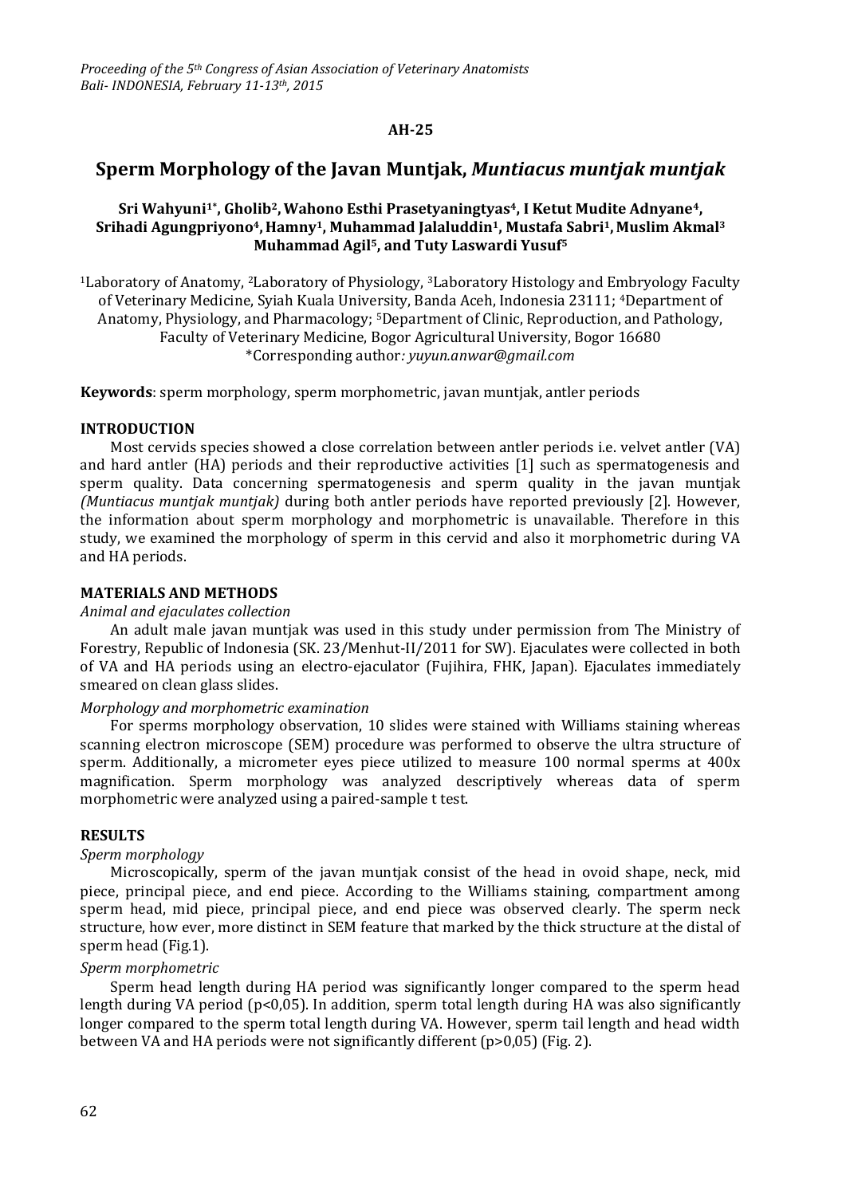**AH-25**

# Sperm Morphology of the Javan Muntjak, *Muntiacus muntjak muntjak*

**Sri Wahyuni[1*], Gholib[2], Wahono Esthi Prasetyaningtyas[4], I Ketut Mudite Adnyane[4], Srihadi Agungpriyono[4], Hamny[1], Muhammad Jalaluddin[1], Mustafa Sabri[1], Muslim Akmal[3] Muhammad Agil[5], and Tuty Laswardi Yusuf[5]**

[1]Laboratory of Anatomy, [2]Laboratory of Physiology, [3]Laboratory Histology and Embryology Faculty of Veterinary Medicine, Syiah Kuala University, Banda Aceh, Indonesia 23111; [4]Department of Anatomy, Physiology, and Pharmacology; [5]Department of Clinic, Reproduction, and Pathology, Faculty of Veterinary Medicine, Bogor Agricultural University, Bogor 16680
*Corresponding author*: yuyun.anwar@gmail.com*

**Keywords**: sperm morphology, sperm morphometric, javan muntjak, antler periods

## INTRODUCTION

Most cervids species showed a close correlation between antler periods i.e. velvet antler (VA) and hard antler (HA) periods and their reproductive activities [1] such as spermatogenesis and sperm quality. Data concerning spermatogenesis and sperm quality in the javan muntjak *(Muntiacus muntjak muntjak)* during both antler periods have reported previously [2]. However, the information about sperm morphology and morphometric is unavailable. Therefore in this study, we examined the morphology of sperm in this cervid and also it morphometric during VA and HA periods.

## MATERIALS AND METHODS

*Animal and ejaculates collection*

An adult male javan muntjak was used in this study under permission from The Ministry of Forestry, Republic of Indonesia (SK. 23/Menhut-II/2011 for SW). Ejaculates were collected in both of VA and HA periods using an electro-ejaculator (Fujihira, FHK, Japan). Ejaculates immediately smeared on clean glass slides.

*Morphology and morphometric examination*

For sperms morphology observation, 10 slides were stained with Williams staining whereas scanning electron microscope (SEM) procedure was performed to observe the ultra structure of sperm. Additionally, a micrometer eyes piece utilized to measure 100 normal sperms at 400x magnification. Sperm morphology was analyzed descriptively whereas data of sperm morphometric were analyzed using a paired-sample t test.

## RESULTS

*Sperm morphology*

Microscopically, sperm of the javan muntjak consist of the head in ovoid shape, neck, mid piece, principal piece, and end piece. According to the Williams staining, compartment among sperm head, mid piece, principal piece, and end piece was observed clearly. The sperm neck structure, how ever, more distinct in SEM feature that marked by the thick structure at the distal of sperm head (Fig.1).

*Sperm morphometric*

Sperm head length during HA period was significantly longer compared to the sperm head length during VA period ($p<0,05$). In addition, sperm total length during HA was also significantly longer compared to the sperm total length during VA. However, sperm tail length and head width between VA and HA periods were not significantly different ($p>0,05$) (Fig. 2).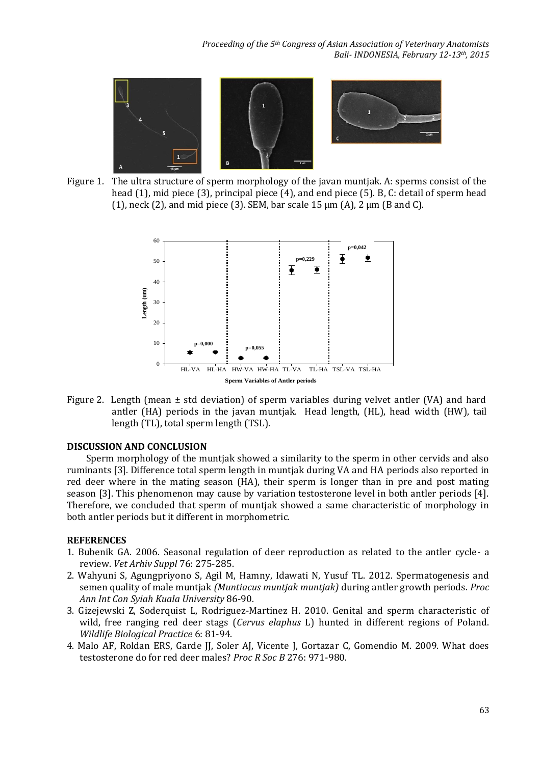Figure 1. The ultra structure of sperm morphology of the javan muntjak. A: sperms consist of the head (1), mid piece (3), principal piece (4), and end piece (5). B, C: detail of sperm head (1), neck (2), and mid piece (3). SEM, bar scale 15 µm (A), 2 µm (B and C).

Length (um)

60
50
40
30
20
10
0

p=0,000
p=0,055
p=0,229
p=0,042

HL-VA HL-HA HW-VA HW-HA TL-VA TL-HA TSL-VA TSL-HA

Sperm Variables of Antler periods

Figure 2. Length (mean ± std deviation) of sperm variables during velvet antler (VA) and hard antler (HA) periods in the javan muntjak. Head length, (HL), head width (HW), tail length (TL), total sperm length (TSL).

## DISCUSSION AND CONCLUSION

Sperm morphology of the muntjak showed a similarity to the sperm in other cervids and also ruminants [3]. Difference total sperm length in muntjak during VA and HA periods also reported in red deer where in the mating season (HA), their sperm is longer than in pre and post mating season [3]. This phenomenon may cause by variation testosterone level in both antler periods [4]. Therefore, we concluded that sperm of muntjak showed a same characteristic of morphology in both antler periods but it different in morphometric.

## REFERENCES

1. Bubenik GA. 2006. Seasonal regulation of deer reproduction as related to the antler cycle- a review. *Vet Arhiv Suppl* 76: 275-285.
2. Wahyuni S, Agungpriyono S, Agil M, Hamny, Idawati N, Yusuf TL. 2012. Spermatogenesis and semen quality of male muntjak *(Muntiacus muntjak muntjak)* during antler growth periods. *Proc Ann Int Con Syiah Kuala University* 86-90.
3. Gizejewski Z, Soderquist L, Rodriguez-Martinez H. 2010. Genital and sperm characteristic of wild, free ranging red deer stags (*Cervus elaphus* L) hunted in different regions of Poland. *Wildlife Biological Practice* 6: 81-94.
4. Malo AF, Roldan ERS, Garde JJ, Soler AJ, Vicente J, Gortazar C, Gomendio M. 2009. What does testosterone do for red deer males? *Proc R Soc B* 276: 971-980.